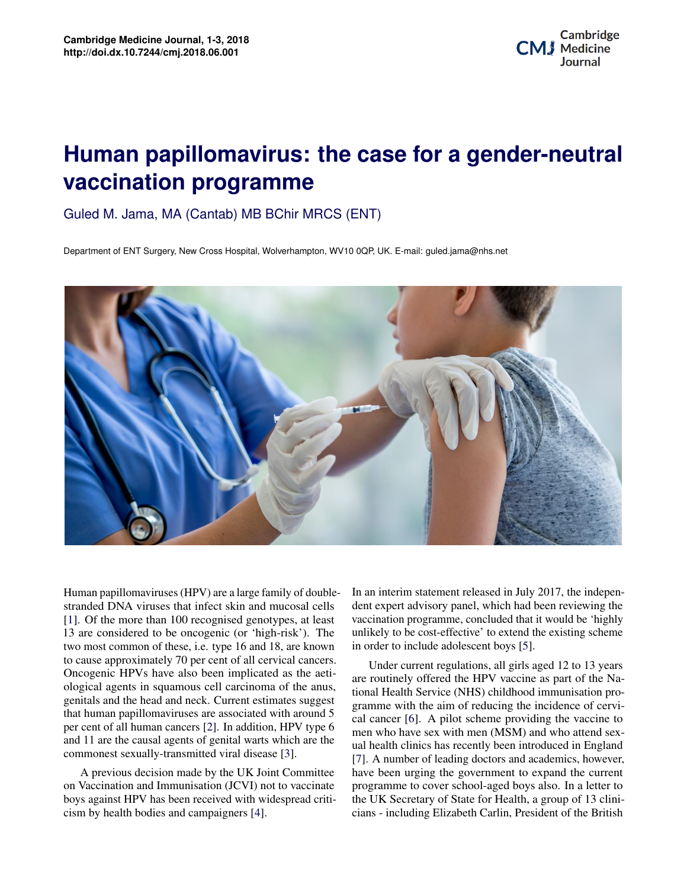# Human papillomavirus: the case for a gender-neutral vaccination programme

Guled M. Jama, MA (Cantab) MB BChir MRCS (ENT)

Department of ENT Surgery, New Cross Hospital, Wolverhampton, WV10 0QP, UK. E-mail: guled.jama@nhs.net

Human papillomaviruses (HPV) are a large family of double-stranded DNA viruses that infect skin and mucosal cells [1]. Of the more than 100 recognised genotypes, at least 13 are considered to be oncogenic (or 'high-risk'). The two most common of these, i.e. type 16 and 18, are known to cause approximately 70 per cent of all cervical cancers. Oncogenic HPVs have also been implicated as the aetiological agents in squamous cell carcinoma of the anus, genitals and the head and neck. Current estimates suggest that human papillomaviruses are associated with around 5 per cent of all human cancers [2]. In addition, HPV type 6 and 11 are the causal agents of genital warts which are the commonest sexually-transmitted viral disease [3].

A previous decision made by the UK Joint Committee on Vaccination and Immunisation (JCVI) not to vaccinate boys against HPV has been received with widespread criticism by health bodies and campaigners [4]. In an interim statement released in July 2017, the independent expert advisory panel, which had been reviewing the vaccination programme, concluded that it would be 'highly unlikely to be cost-effective' to extend the existing scheme in order to include adolescent boys [5].

Under current regulations, all girls aged 12 to 13 years are routinely offered the HPV vaccine as part of the National Health Service (NHS) childhood immunisation programme with the aim of reducing the incidence of cervical cancer [6]. A pilot scheme providing the vaccine to men who have sex with men (MSM) and who attend sexual health clinics has recently been introduced in England [7]. A number of leading doctors and academics, however, have been urging the government to expand the current programme to cover school-aged boys also. In a letter to the UK Secretary of State for Health, a group of 13 clinicians - including Elizabeth Carlin, President of the British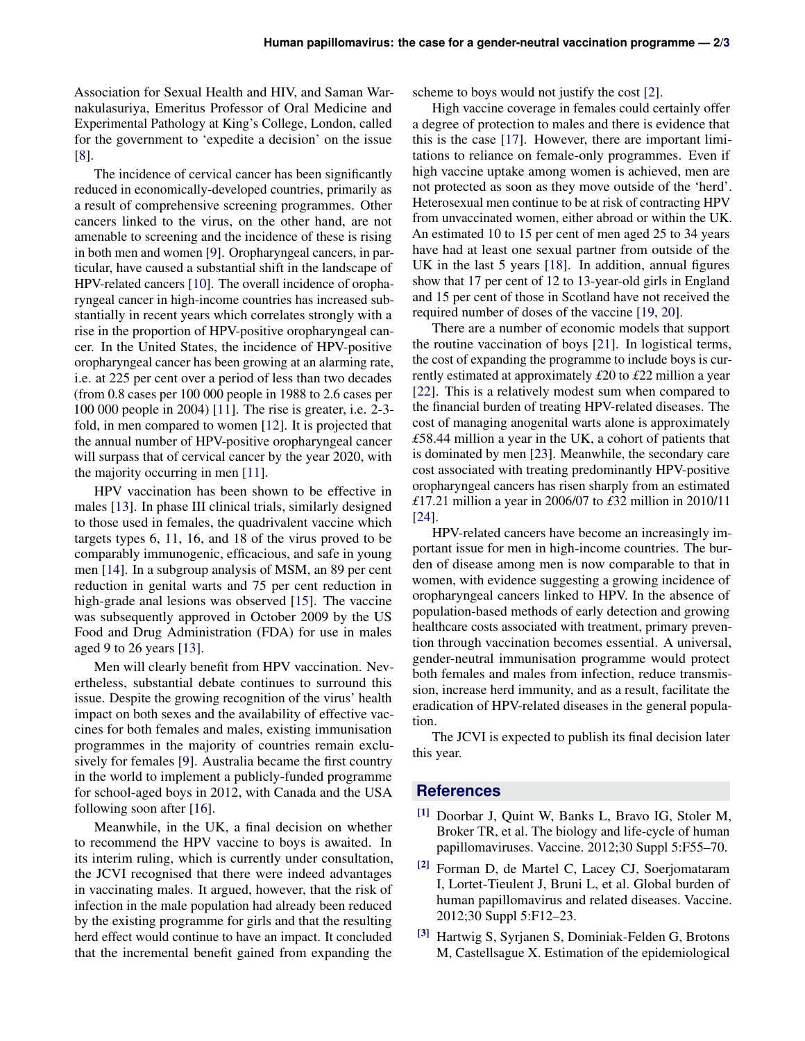Association for Sexual Health and HIV, and Saman Warnakulasuriya, Emeritus Professor of Oral Medicine and Experimental Pathology at King's College, London, called for the government to 'expedite a decision' on the issue [8].

The incidence of cervical cancer has been significantly reduced in economically-developed countries, primarily as a result of comprehensive screening programmes. Other cancers linked to the virus, on the other hand, are not amenable to screening and the incidence of these is rising in both men and women [9]. Oropharyngeal cancers, in particular, have caused a substantial shift in the landscape of HPV-related cancers [10]. The overall incidence of oropharyngeal cancer in high-income countries has increased substantially in recent years which correlates strongly with a rise in the proportion of HPV-positive oropharyngeal cancer. In the United States, the incidence of HPV-positive oropharyngeal cancer has been growing at an alarming rate, i.e. at 225 per cent over a period of less than two decades (from 0.8 cases per 100 000 people in 1988 to 2.6 cases per 100 000 people in 2004) [11]. The rise is greater, i.e. 2-3-fold, in men compared to women [12]. It is projected that the annual number of HPV-positive oropharyngeal cancer will surpass that of cervical cancer by the year 2020, with the majority occurring in men [11].

HPV vaccination has been shown to be effective in males [13]. In phase III clinical trials, similarly designed to those used in females, the quadrivalent vaccine which targets types 6, 11, 16, and 18 of the virus proved to be comparably immunogenic, efficacious, and safe in young men [14]. In a subgroup analysis of MSM, an 89 per cent reduction in genital warts and 75 per cent reduction in high-grade anal lesions was observed [15]. The vaccine was subsequently approved in October 2009 by the US Food and Drug Administration (FDA) for use in males aged 9 to 26 years [13].

Men will clearly benefit from HPV vaccination. Nevertheless, substantial debate continues to surround this issue. Despite the growing recognition of the virus' health impact on both sexes and the availability of effective vaccines for both females and males, existing immunisation programmes in the majority of countries remain exclusively for females [9]. Australia became the first country in the world to implement a publicly-funded programme for school-aged boys in 2012, with Canada and the USA following soon after [16].

Meanwhile, in the UK, a final decision on whether to recommend the HPV vaccine to boys is awaited. In its interim ruling, which is currently under consultation, the JCVI recognised that there were indeed advantages in vaccinating males. It argued, however, that the risk of infection in the male population had already been reduced by the existing programme for girls and that the resulting herd effect would continue to have an impact. It concluded that the incremental benefit gained from expanding the scheme to boys would not justify the cost [2].

High vaccine coverage in females could certainly offer a degree of protection to males and there is evidence that this is the case [17]. However, there are important limitations to reliance on female-only programmes. Even if high vaccine uptake among women is achieved, men are not protected as soon as they move outside of the 'herd'. Heterosexual men continue to be at risk of contracting HPV from unvaccinated women, either abroad or within the UK. An estimated 10 to 15 per cent of men aged 25 to 34 years have had at least one sexual partner from outside of the UK in the last 5 years [18]. In addition, annual figures show that 17 per cent of 12 to 13-year-old girls in England and 15 per cent of those in Scotland have not received the required number of doses of the vaccine [19, 20].

There are a number of economic models that support the routine vaccination of boys [21]. In logistical terms, the cost of expanding the programme to include boys is currently estimated at approximately £20 to £22 million a year [22]. This is a relatively modest sum when compared to the financial burden of treating HPV-related diseases. The cost of managing anogenital warts alone is approximately £58.44 million a year in the UK, a cohort of patients that is dominated by men [23]. Meanwhile, the secondary care cost associated with treating predominantly HPV-positive oropharyngeal cancers has risen sharply from an estimated £17.21 million a year in 2006/07 to £32 million in 2010/11 [24].

HPV-related cancers have become an increasingly important issue for men in high-income countries. The burden of disease among men is now comparable to that in women, with evidence suggesting a growing incidence of oropharyngeal cancers linked to HPV. In the absence of population-based methods of early detection and growing healthcare costs associated with treatment, primary prevention through vaccination becomes essential. A universal, gender-neutral immunisation programme would protect both females and males from infection, reduce transmission, increase herd immunity, and as a result, facilitate the eradication of HPV-related diseases in the general population.

The JCVI is expected to publish its final decision later this year.

## References

[1] Doorbar J, Quint W, Banks L, Bravo IG, Stoler M, Broker TR, et al. The biology and life-cycle of human papillomaviruses. Vaccine. 2012;30 Suppl 5:F55–70.

[2] Forman D, de Martel C, Lacey CJ, Soerjomataram I, Lortet-Tieulent J, Bruni L, et al. Global burden of human papillomavirus and related diseases. Vaccine. 2012;30 Suppl 5:F12–23.

[3] Hartwig S, Syrjanen S, Dominiak-Felden G, Brotons M, Castellsague X. Estimation of the epidemiological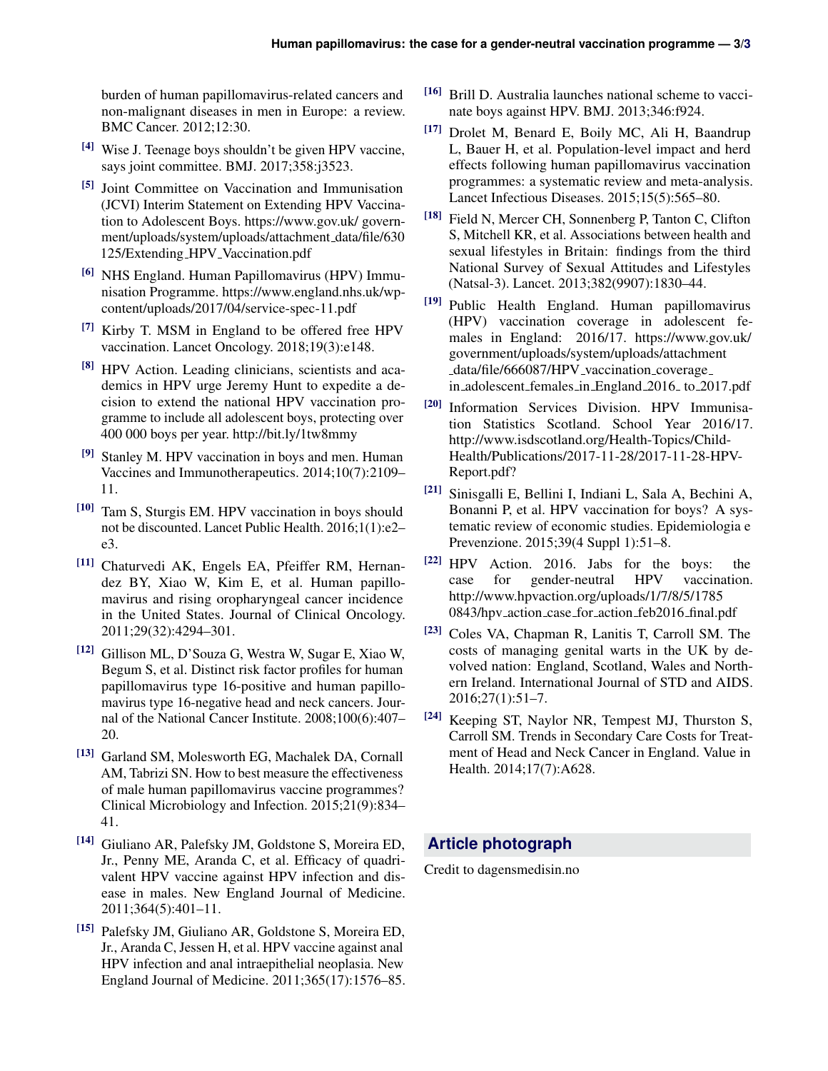burden of human papillomavirus-related cancers and non-malignant diseases in men in Europe: a review. BMC Cancer. 2012;12:30.

[4] Wise J. Teenage boys shouldn't be given HPV vaccine, says joint committee. BMJ. 2017;358:j3523.

[5] Joint Committee on Vaccination and Immunisation (JCVI) Interim Statement on Extending HPV Vaccination to Adolescent Boys. https://www.gov.uk/ government/uploads/system/uploads/attachment_data/file/630125/Extending_HPV_Vaccination.pdf

[6] NHS England. Human Papillomavirus (HPV) Immunisation Programme. https://www.england.nhs.uk/wp-content/uploads/2017/04/service-spec-11.pdf

[7] Kirby T. MSM in England to be offered free HPV vaccination. Lancet Oncology. 2018;19(3):e148.

[8] HPV Action. Leading clinicians, scientists and academics in HPV urge Jeremy Hunt to expedite a decision to extend the national HPV vaccination programme to include all adolescent boys, protecting over 400 000 boys per year. http://bit.ly/1tw8mmy

[9] Stanley M. HPV vaccination in boys and men. Human Vaccines and Immunotherapeutics. 2014;10(7):2109–11.

[10] Tam S, Sturgis EM. HPV vaccination in boys should not be discounted. Lancet Public Health. 2016;1(1):e2–e3.

[11] Chaturvedi AK, Engels EA, Pfeiffer RM, Hernandez BY, Xiao W, Kim E, et al. Human papillomavirus and rising oropharyngeal cancer incidence in the United States. Journal of Clinical Oncology. 2011;29(32):4294–301.

[12] Gillison ML, D'Souza G, Westra W, Sugar E, Xiao W, Begum S, et al. Distinct risk factor profiles for human papillomavirus type 16-positive and human papillomavirus type 16-negative head and neck cancers. Journal of the National Cancer Institute. 2008;100(6):407–20.

[13] Garland SM, Molesworth EG, Machalek DA, Cornall AM, Tabrizi SN. How to best measure the effectiveness of male human papillomavirus vaccine programmes? Clinical Microbiology and Infection. 2015;21(9):834–41.

[14] Giuliano AR, Palefsky JM, Goldstone S, Moreira ED, Jr., Penny ME, Aranda C, et al. Efficacy of quadrivalent HPV vaccine against HPV infection and disease in males. New England Journal of Medicine. 2011;364(5):401–11.

[15] Palefsky JM, Giuliano AR, Goldstone S, Moreira ED, Jr., Aranda C, Jessen H, et al. HPV vaccine against anal HPV infection and anal intraepithelial neoplasia. New England Journal of Medicine. 2011;365(17):1576–85.

[16] Brill D. Australia launches national scheme to vaccinate boys against HPV. BMJ. 2013;346:f924.

[17] Drolet M, Benard E, Boily MC, Ali H, Baandrup L, Bauer H, et al. Population-level impact and herd effects following human papillomavirus vaccination programmes: a systematic review and meta-analysis. Lancet Infectious Diseases. 2015;15(5):565–80.

[18] Field N, Mercer CH, Sonnenberg P, Tanton C, Clifton S, Mitchell KR, et al. Associations between health and sexual lifestyles in Britain: findings from the third National Survey of Sexual Attitudes and Lifestyles (Natsal-3). Lancet. 2013;382(9907):1830–44.

[19] Public Health England. Human papillomavirus (HPV) vaccination coverage in adolescent females in England: 2016/17. https://www.gov.uk/government/uploads/system/uploads/attachment_data/file/666087/HPV_vaccination_coverage_in_adolescent_females_in_England_2016_to_2017.pdf

[20] Information Services Division. HPV Immunisation Statistics Scotland. School Year 2016/17. http://www.isdscotland.org/Health-Topics/Child-Health/Publications/2017-11-28/2017-11-28-HPV-Report.pdf?

[21] Sinisgalli E, Bellini I, Indiani L, Sala A, Bechini A, Bonanni P, et al. HPV vaccination for boys? A systematic review of economic studies. Epidemiologia e Prevenzione. 2015;39(4 Suppl 1):51–8.

[22] HPV Action. 2016. Jabs for the boys: the case for gender-neutral HPV vaccination. http://www.hpvaction.org/uploads/1/7/8/5/17850843/hpv_action_case_for_action_feb2016_final.pdf

[23] Coles VA, Chapman R, Lanitis T, Carroll SM. The costs of managing genital warts in the UK by devolved nation: England, Scotland, Wales and Northern Ireland. International Journal of STD and AIDS. 2016;27(1):51–7.

[24] Keeping ST, Naylor NR, Tempest MJ, Thurston S, Carroll SM. Trends in Secondary Care Costs for Treatment of Head and Neck Cancer in England. Value in Health. 2014;17(7):A628.

## Article photograph

Credit to dagensmedisin.no